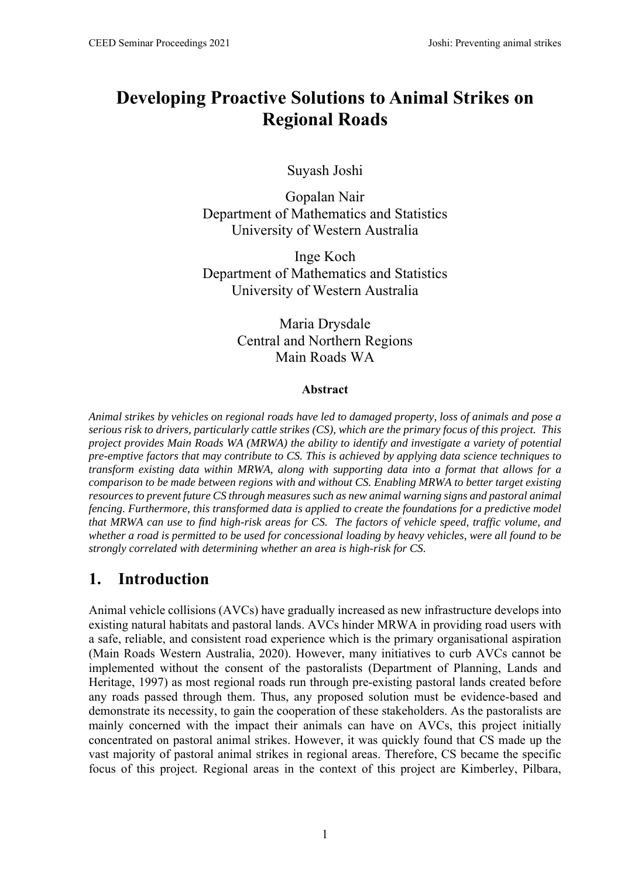# Developing Proactive Solutions to Animal Strikes on Regional Roads

Suyash Joshi

Gopalan Nair
Department of Mathematics and Statistics
University of Western Australia

Inge Koch
Department of Mathematics and Statistics
University of Western Australia

Maria Drysdale
Central and Northern Regions
Main Roads WA

### Abstract

*Animal strikes by vehicles on regional roads have led to damaged property, loss of animals and pose a serious risk to drivers, particularly cattle strikes (CS), which are the primary focus of this project. This project provides Main Roads WA (MRWA) the ability to identify and investigate a variety of potential pre-emptive factors that may contribute to CS. This is achieved by applying data science techniques to transform existing data within MRWA, along with supporting data into a format that allows for a comparison to be made between regions with and without CS. Enabling MRWA to better target existing resources to prevent future CS through measures such as new animal warning signs and pastoral animal fencing. Furthermore, this transformed data is applied to create the foundations for a predictive model that MRWA can use to find high-risk areas for CS. The factors of vehicle speed, traffic volume, and whether a road is permitted to be used for concessional loading by heavy vehicles, were all found to be strongly correlated with determining whether an area is high-risk for CS.*

## 1. Introduction

Animal vehicle collisions (AVCs) have gradually increased as new infrastructure develops into existing natural habitats and pastoral lands. AVCs hinder MRWA in providing road users with a safe, reliable, and consistent road experience which is the primary organisational aspiration (Main Roads Western Australia, 2020). However, many initiatives to curb AVCs cannot be implemented without the consent of the pastoralists (Department of Planning, Lands and Heritage, 1997) as most regional roads run through pre-existing pastoral lands created before any roads passed through them. Thus, any proposed solution must be evidence-based and demonstrate its necessity, to gain the cooperation of these stakeholders. As the pastoralists are mainly concerned with the impact their animals can have on AVCs, this project initially concentrated on pastoral animal strikes. However, it was quickly found that CS made up the vast majority of pastoral animal strikes in regional areas. Therefore, CS became the specific focus of this project. Regional areas in the context of this project are Kimberley, Pilbara,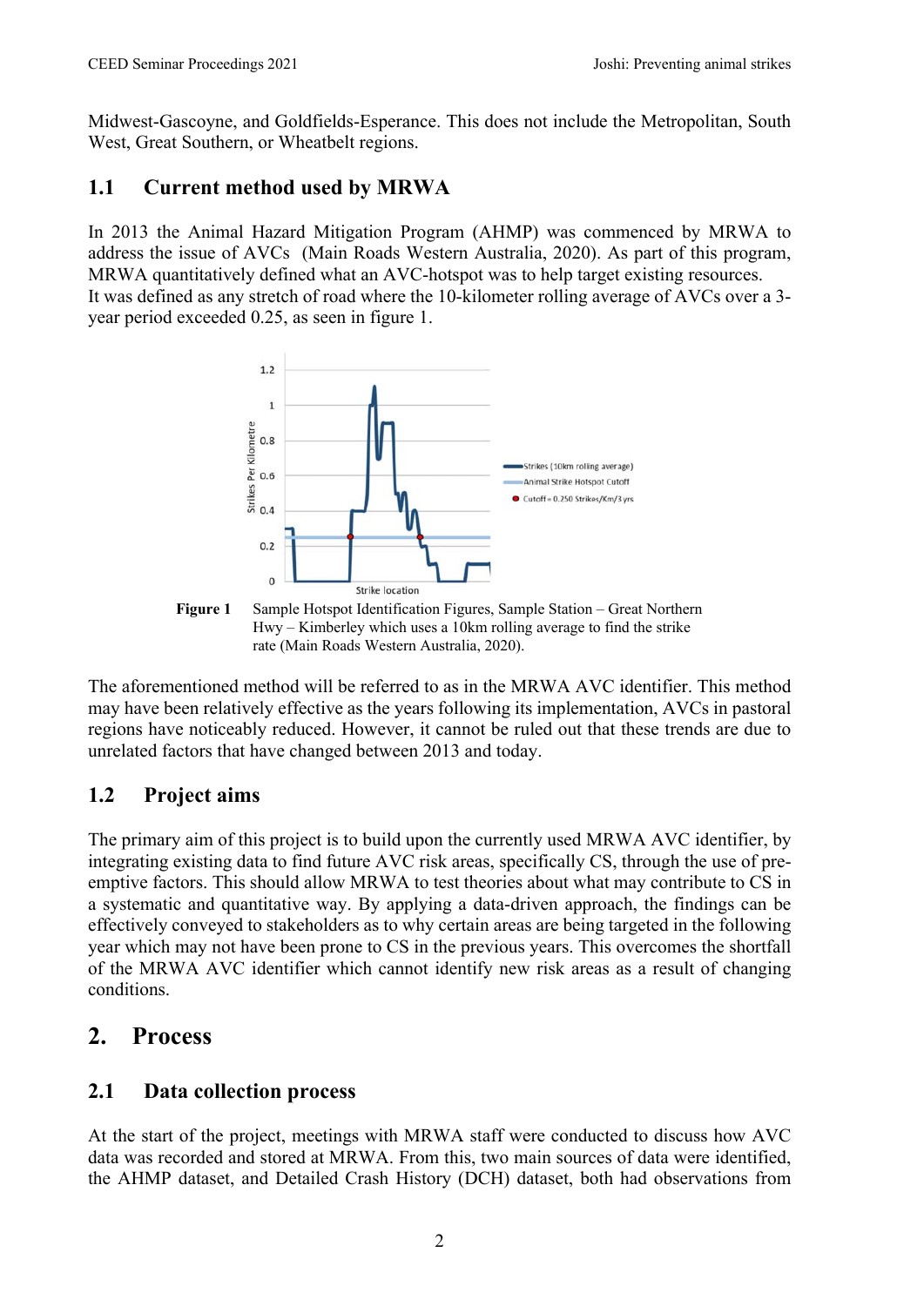Midwest-Gascoyne, and Goldfields-Esperance. This does not include the Metropolitan, South West, Great Southern, or Wheatbelt regions.

## 1.1 Current method used by MRWA

In 2013 the Animal Hazard Mitigation Program (AHMP) was commenced by MRWA to address the issue of AVCs (Main Roads Western Australia, 2020). As part of this program, MRWA quantitatively defined what an AVC-hotspot was to help target existing resources. It was defined as any stretch of road where the 10-kilometer rolling average of AVCs over a 3-year period exceeded 0.25, as seen in figure 1.

**Figure 1** Sample Hotspot Identification Figures, Sample Station – Great Northern Hwy – Kimberley which uses a 10km rolling average to find the strike rate (Main Roads Western Australia, 2020).

The aforementioned method will be referred to as in the MRWA AVC identifier. This method may have been relatively effective as the years following its implementation, AVCs in pastoral regions have noticeably reduced. However, it cannot be ruled out that these trends are due to unrelated factors that have changed between 2013 and today.

## 1.2 Project aims

The primary aim of this project is to build upon the currently used MRWA AVC identifier, by integrating existing data to find future AVC risk areas, specifically CS, through the use of pre-emptive factors. This should allow MRWA to test theories about what may contribute to CS in a systematic and quantitative way. By applying a data-driven approach, the findings can be effectively conveyed to stakeholders as to why certain areas are being targeted in the following year which may not have been prone to CS in the previous years. This overcomes the shortfall of the MRWA AVC identifier which cannot identify new risk areas as a result of changing conditions.

# 2. Process

## 2.1 Data collection process

At the start of the project, meetings with MRWA staff were conducted to discuss how AVC data was recorded and stored at MRWA. From this, two main sources of data were identified, the AHMP dataset, and Detailed Crash History (DCH) dataset, both had observations from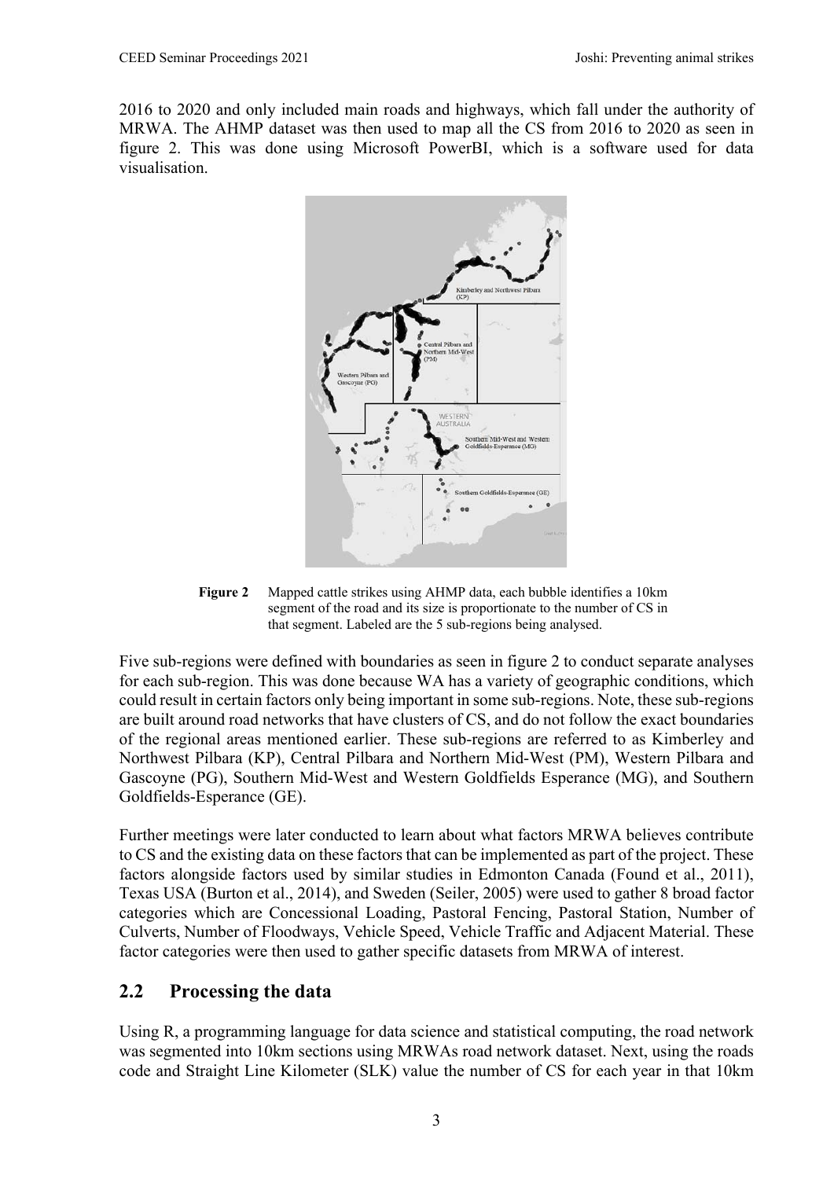2016 to 2020 and only included main roads and highways, which fall under the authority of MRWA. The AHMP dataset was then used to map all the CS from 2016 to 2020 as seen in figure 2. This was done using Microsoft PowerBI, which is a software used for data visualisation.

**Figure 2** Mapped cattle strikes using AHMP data, each bubble identifies a 10km segment of the road and its size is proportionate to the number of CS in that segment. Labeled are the 5 sub-regions being analysed.

Five sub-regions were defined with boundaries as seen in figure 2 to conduct separate analyses for each sub-region. This was done because WA has a variety of geographic conditions, which could result in certain factors only being important in some sub-regions. Note, these sub-regions are built around road networks that have clusters of CS, and do not follow the exact boundaries of the regional areas mentioned earlier. These sub-regions are referred to as Kimberley and Northwest Pilbara (KP), Central Pilbara and Northern Mid-West (PM), Western Pilbara and Gascoyne (PG), Southern Mid-West and Western Goldfields Esperance (MG), and Southern Goldfields-Esperance (GE).

Further meetings were later conducted to learn about what factors MRWA believes contribute to CS and the existing data on these factors that can be implemented as part of the project. These factors alongside factors used by similar studies in Edmonton Canada (Found et al., 2011), Texas USA (Burton et al., 2014), and Sweden (Seiler, 2005) were used to gather 8 broad factor categories which are Concessional Loading, Pastoral Fencing, Pastoral Station, Number of Culverts, Number of Floodways, Vehicle Speed, Vehicle Traffic and Adjacent Material. These factor categories were then used to gather specific datasets from MRWA of interest.

## 2.2 Processing the data

Using R, a programming language for data science and statistical computing, the road network was segmented into 10km sections using MRWAs road network dataset. Next, using the roads code and Straight Line Kilometer (SLK) value the number of CS for each year in that 10km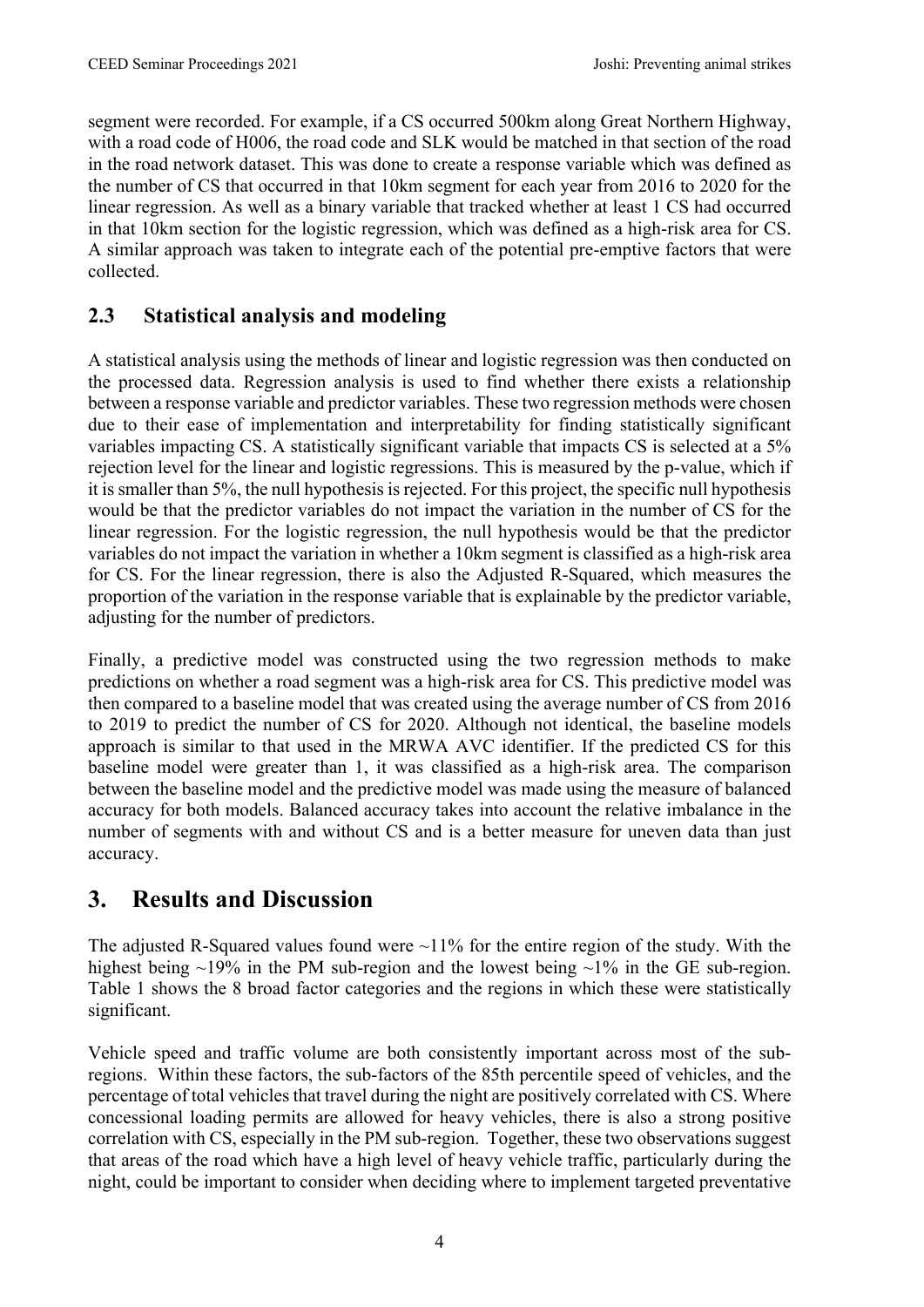segment were recorded. For example, if a CS occurred 500km along Great Northern Highway, with a road code of H006, the road code and SLK would be matched in that section of the road in the road network dataset. This was done to create a response variable which was defined as the number of CS that occurred in that 10km segment for each year from 2016 to 2020 for the linear regression. As well as a binary variable that tracked whether at least 1 CS had occurred in that 10km section for the logistic regression, which was defined as a high-risk area for CS. A similar approach was taken to integrate each of the potential pre-emptive factors that were collected.

## 2.3 Statistical analysis and modeling

A statistical analysis using the methods of linear and logistic regression was then conducted on the processed data. Regression analysis is used to find whether there exists a relationship between a response variable and predictor variables. These two regression methods were chosen due to their ease of implementation and interpretability for finding statistically significant variables impacting CS. A statistically significant variable that impacts CS is selected at a 5% rejection level for the linear and logistic regressions. This is measured by the p-value, which if it is smaller than 5%, the null hypothesis is rejected. For this project, the specific null hypothesis would be that the predictor variables do not impact the variation in the number of CS for the linear regression. For the logistic regression, the null hypothesis would be that the predictor variables do not impact the variation in whether a 10km segment is classified as a high-risk area for CS. For the linear regression, there is also the Adjusted R-Squared, which measures the proportion of the variation in the response variable that is explainable by the predictor variable, adjusting for the number of predictors.

Finally, a predictive model was constructed using the two regression methods to make predictions on whether a road segment was a high-risk area for CS. This predictive model was then compared to a baseline model that was created using the average number of CS from 2016 to 2019 to predict the number of CS for 2020. Although not identical, the baseline models approach is similar to that used in the MRWA AVC identifier. If the predicted CS for this baseline model were greater than 1, it was classified as a high-risk area. The comparison between the baseline model and the predictive model was made using the measure of balanced accuracy for both models. Balanced accuracy takes into account the relative imbalance in the number of segments with and without CS and is a better measure for uneven data than just accuracy.

# 3. Results and Discussion

The adjusted R-Squared values found were ~11% for the entire region of the study. With the highest being ~19% in the PM sub-region and the lowest being ~1% in the GE sub-region. Table 1 shows the 8 broad factor categories and the regions in which these were statistically significant.

Vehicle speed and traffic volume are both consistently important across most of the sub-regions. Within these factors, the sub-factors of the 85th percentile speed of vehicles, and the percentage of total vehicles that travel during the night are positively correlated with CS. Where concessional loading permits are allowed for heavy vehicles, there is also a strong positive correlation with CS, especially in the PM sub-region. Together, these two observations suggest that areas of the road which have a high level of heavy vehicle traffic, particularly during the night, could be important to consider when deciding where to implement targeted preventative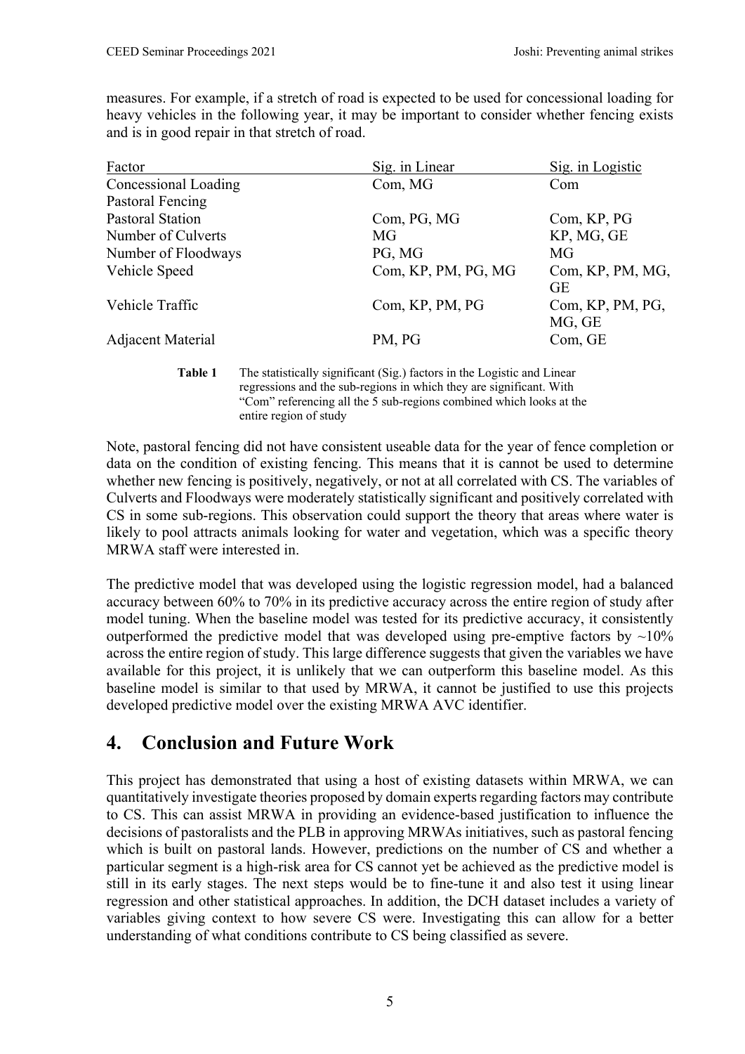measures. For example, if a stretch of road is expected to be used for concessional loading for heavy vehicles in the following year, it may be important to consider whether fencing exists and is in good repair in that stretch of road.

| Factor | Sig. in Linear | Sig. in Logistic |
|---|---|---|
| Concessional Loading | Com, MG | Com |
| Pastoral Fencing | | |
| Pastoral Station | Com, PG, MG | Com, KP, PG |
| Number of Culverts | MG | KP, MG, GE |
| Number of Floodways | PG, MG | MG |
| Vehicle Speed | Com, KP, PM, PG, MG | Com, KP, PM, MG, GE |
| Vehicle Traffic | Com, KP, PM, PG | Com, KP, PM, PG, MG, GE |
| Adjacent Material | PM, PG | Com, GE |

**Table 1** The statistically significant (Sig.) factors in the Logistic and Linear regressions and the sub-regions in which they are significant. With "Com" referencing all the 5 sub-regions combined which looks at the entire region of study

Note, pastoral fencing did not have consistent useable data for the year of fence completion or data on the condition of existing fencing. This means that it is cannot be used to determine whether new fencing is positively, negatively, or not at all correlated with CS. The variables of Culverts and Floodways were moderately statistically significant and positively correlated with CS in some sub-regions. This observation could support the theory that areas where water is likely to pool attracts animals looking for water and vegetation, which was a specific theory MRWA staff were interested in.

The predictive model that was developed using the logistic regression model, had a balanced accuracy between 60% to 70% in its predictive accuracy across the entire region of study after model tuning. When the baseline model was tested for its predictive accuracy, it consistently outperformed the predictive model that was developed using pre-emptive factors by ~10% across the entire region of study. This large difference suggests that given the variables we have available for this project, it is unlikely that we can outperform this baseline model. As this baseline model is similar to that used by MRWA, it cannot be justified to use this projects developed predictive model over the existing MRWA AVC identifier.

## 4. Conclusion and Future Work

This project has demonstrated that using a host of existing datasets within MRWA, we can quantitatively investigate theories proposed by domain experts regarding factors may contribute to CS. This can assist MRWA in providing an evidence-based justification to influence the decisions of pastoralists and the PLB in approving MRWAs initiatives, such as pastoral fencing which is built on pastoral lands. However, predictions on the number of CS and whether a particular segment is a high-risk area for CS cannot yet be achieved as the predictive model is still in its early stages. The next steps would be to fine-tune it and also test it using linear regression and other statistical approaches. In addition, the DCH dataset includes a variety of variables giving context to how severe CS were. Investigating this can allow for a better understanding of what conditions contribute to CS being classified as severe.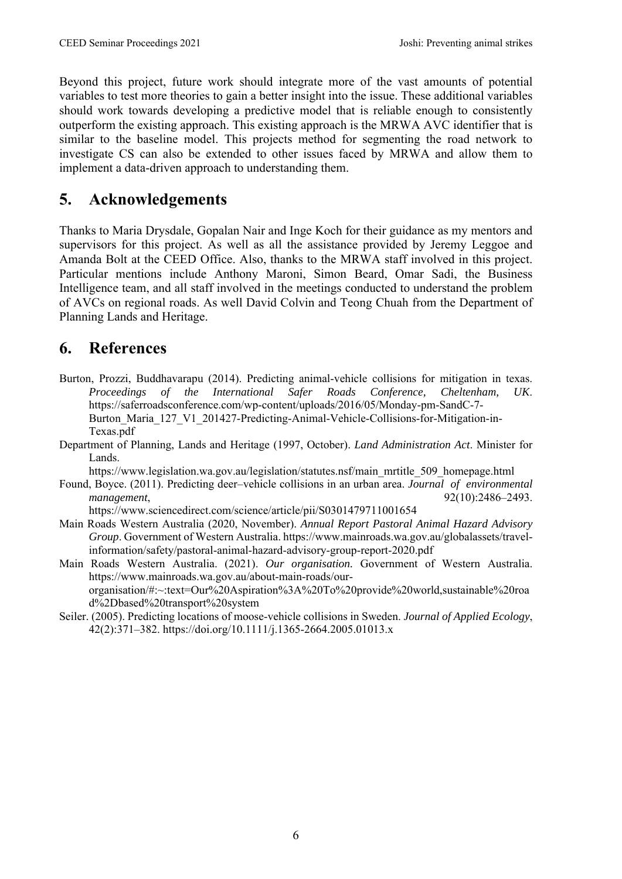Beyond this project, future work should integrate more of the vast amounts of potential variables to test more theories to gain a better insight into the issue. These additional variables should work towards developing a predictive model that is reliable enough to consistently outperform the existing approach. This existing approach is the MRWA AVC identifier that is similar to the baseline model. This projects method for segmenting the road network to investigate CS can also be extended to other issues faced by MRWA and allow them to implement a data-driven approach to understanding them.

## 5. Acknowledgements

Thanks to Maria Drysdale, Gopalan Nair and Inge Koch for their guidance as my mentors and supervisors for this project. As well as all the assistance provided by Jeremy Leggoe and Amanda Bolt at the CEED Office. Also, thanks to the MRWA staff involved in this project. Particular mentions include Anthony Maroni, Simon Beard, Omar Sadi, the Business Intelligence team, and all staff involved in the meetings conducted to understand the problem of AVCs on regional roads. As well David Colvin and Teong Chuah from the Department of Planning Lands and Heritage.

## 6. References

Burton, Prozzi, Buddhavarapu (2014). Predicting animal-vehicle collisions for mitigation in texas. *Proceedings of the International Safer Roads Conference, Cheltenham, UK*. https://saferroadsconference.com/wp-content/uploads/2016/05/Monday-pm-SandC-7-Burton_Maria_127_V1_201427-Predicting-Animal-Vehicle-Collisions-for-Mitigation-in-Texas.pdf

Department of Planning, Lands and Heritage (1997, October). *Land Administration Act*. Minister for Lands. https://www.legislation.wa.gov.au/legislation/statutes.nsf/main_mrtitle_509_homepage.html

Found, Boyce. (2011). Predicting deer–vehicle collisions in an urban area. *Journal of environmental management*, 92(10):2486–2493. https://www.sciencedirect.com/science/article/pii/S0301479711001654

Main Roads Western Australia (2020, November). *Annual Report Pastoral Animal Hazard Advisory Group*. Government of Western Australia. https://www.mainroads.wa.gov.au/globalassets/travel-information/safety/pastoral-animal-hazard-advisory-group-report-2020.pdf

Main Roads Western Australia. (2021). *Our organisation.* Government of Western Australia. https://www.mainroads.wa.gov.au/about-main-roads/our-organisation/#:~:text=Our%20Aspiration%3A%20To%20provide%20world,sustainable%20road%2Dbased%20transport%20system

Seiler. (2005). Predicting locations of moose-vehicle collisions in Sweden. *Journal of Applied Ecology*, 42(2):371–382. https://doi.org/10.1111/j.1365-2664.2005.01013.x